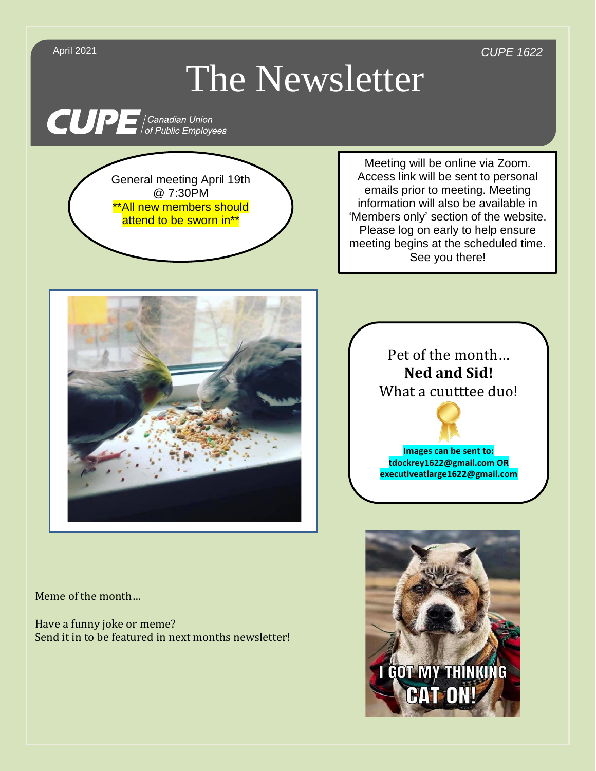April 2021

*CUPE 1622*

# The Newsletter

CUPE | Canadian Union of Public Employees

General meeting April 19th @ 7:30PM
**All new members should attend to be sworn in**

Meeting will be online via Zoom. Access link will be sent to personal emails prior to meeting. Meeting information will also be available in 'Members only' section of the website. Please log on early to help ensure meeting begins at the scheduled time. See you there!

Pet of the month…
**Ned and Sid!**
What a cuutttee duo!

**Images can be sent to: tdockrey1622@gmail.com OR executiveatlarge1622@gmail.com**

Meme of the month…

Have a funny joke or meme?
Send it in to be featured in next months newsletter!

I GOT MY THINKING CAT ON!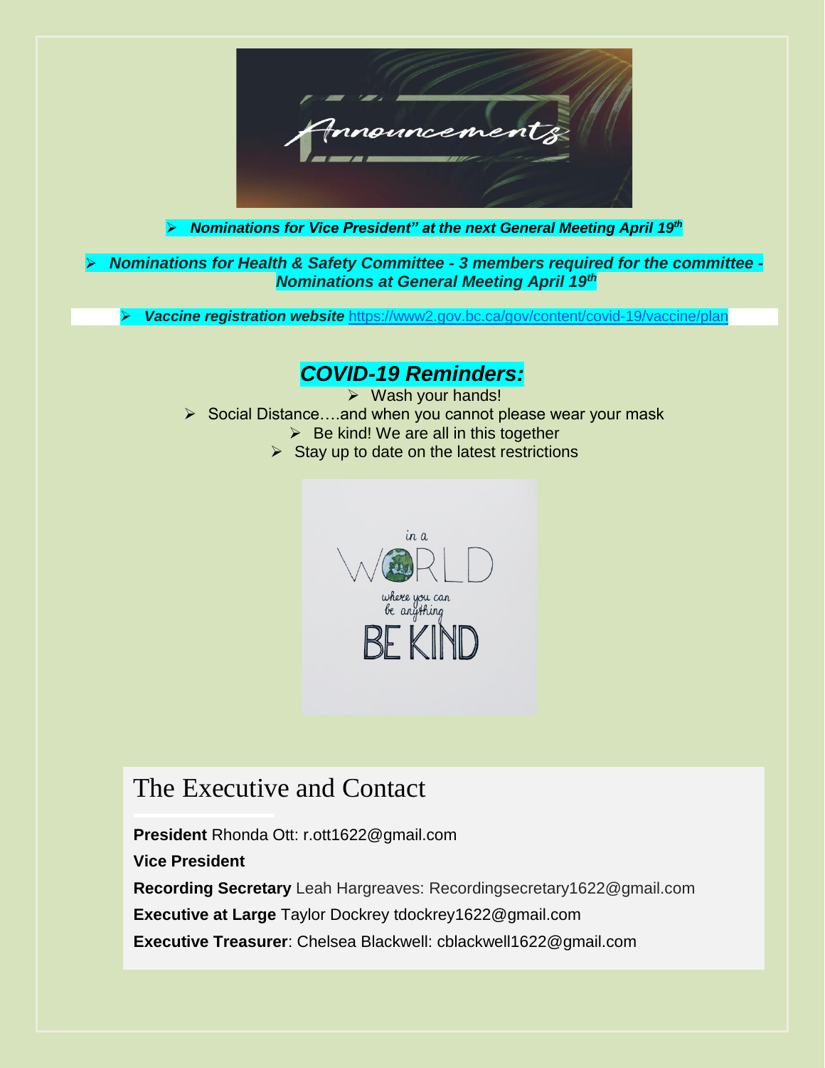# Announcements

- ***Nominations for Vice President" at the next General Meeting April 19th***
- ***Nominations for Health & Safety Committee - 3 members required for the committee - Nominations at General Meeting April 19th***
- ***Vaccine registration website*** https://www2.gov.bc.ca/gov/content/covid-19/vaccine/plan

## *COVID-19 Reminders:*

- Wash your hands!
- Social Distance….and when you cannot please wear your mask
- Be kind! We are all in this together
- Stay up to date on the latest restrictions

in a WORLD where you can be anything BE KIND

## The Executive and Contact

**President** Rhonda Ott: r.ott1622@gmail.com

**Vice President**

**Recording Secretary** Leah Hargreaves: Recordingsecretary1622@gmail.com

**Executive at Large** Taylor Dockrey tdockrey1622@gmail.com

**Executive Treasurer**: Chelsea Blackwell: cblackwell1622@gmail.com